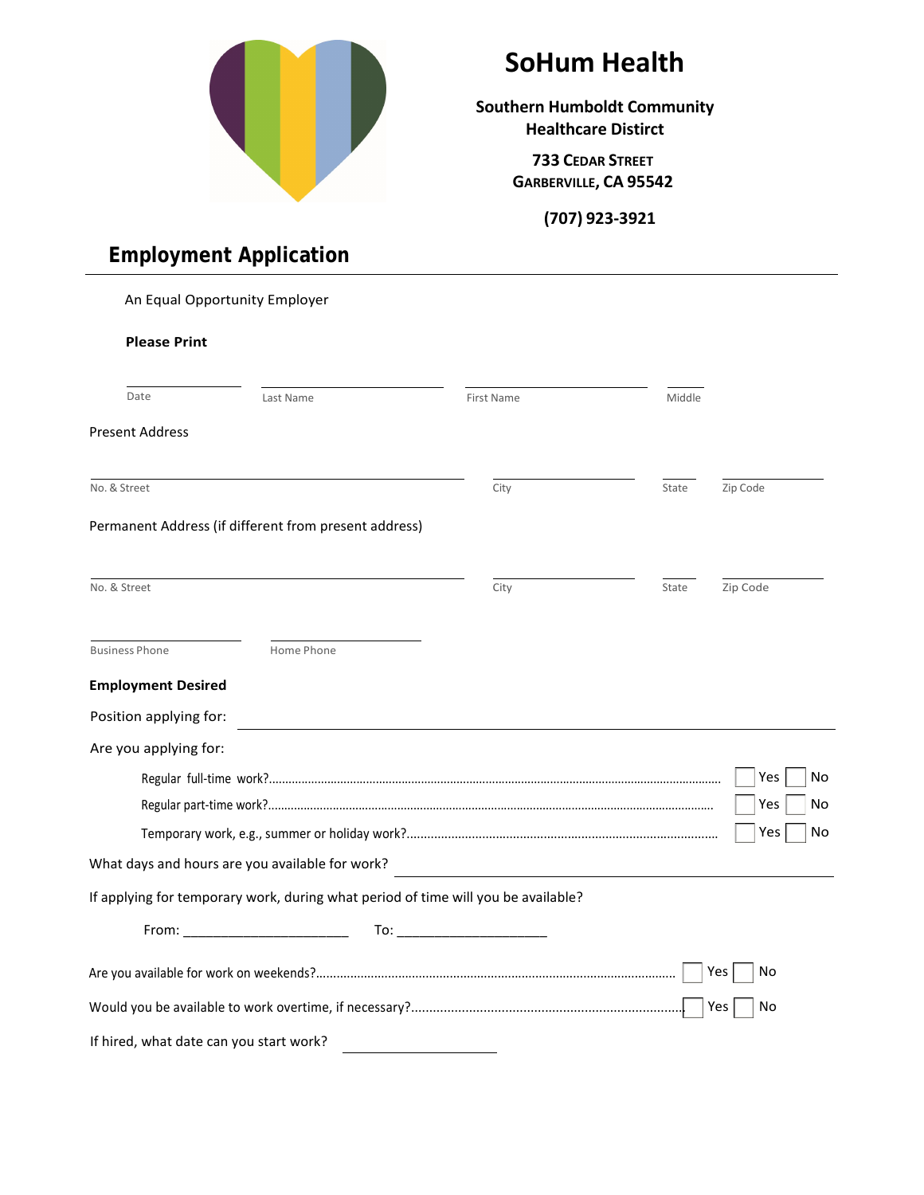# SoHum Health

**Southern Humboldt Community Healthcare District**

**733 CEDAR STREET**
**GARBERVILLE, CA 95542**

**(707) 923-3921**

## Employment Application

An Equal Opportunity Employer

**Please Print**

| Date | Last Name | First Name | Middle |
|---|---|---|---|
| | | | |

Present Address

| No. & Street | City | State | Zip Code |
|---|---|---|---|
| | | | |

Permanent Address (if different from present address)

| No. & Street | City | State | Zip Code |
|---|---|---|---|
| | | | |

| Business Phone | Home Phone |
|---|---|
| | |

**Employment Desired**

Position applying for: ______________________________

Are you applying for:

- Regular full-time work?........................................ ☐ Yes ☐ No
- Regular part-time work?........................................ ☐ Yes ☐ No
- Temporary work, e.g., summer or holiday work?........................................ ☐ Yes ☐ No

What days and hours are you available for work? ______________________________

If applying for temporary work, during what period of time will you be available?

From: ______________________ To: ____________________

Are you available for work on weekends?........................................ ☐ Yes ☐ No

Would you be available to work overtime, if necessary?........................................ ☐ Yes ☐ No

If hired, what date can you start work? ____________________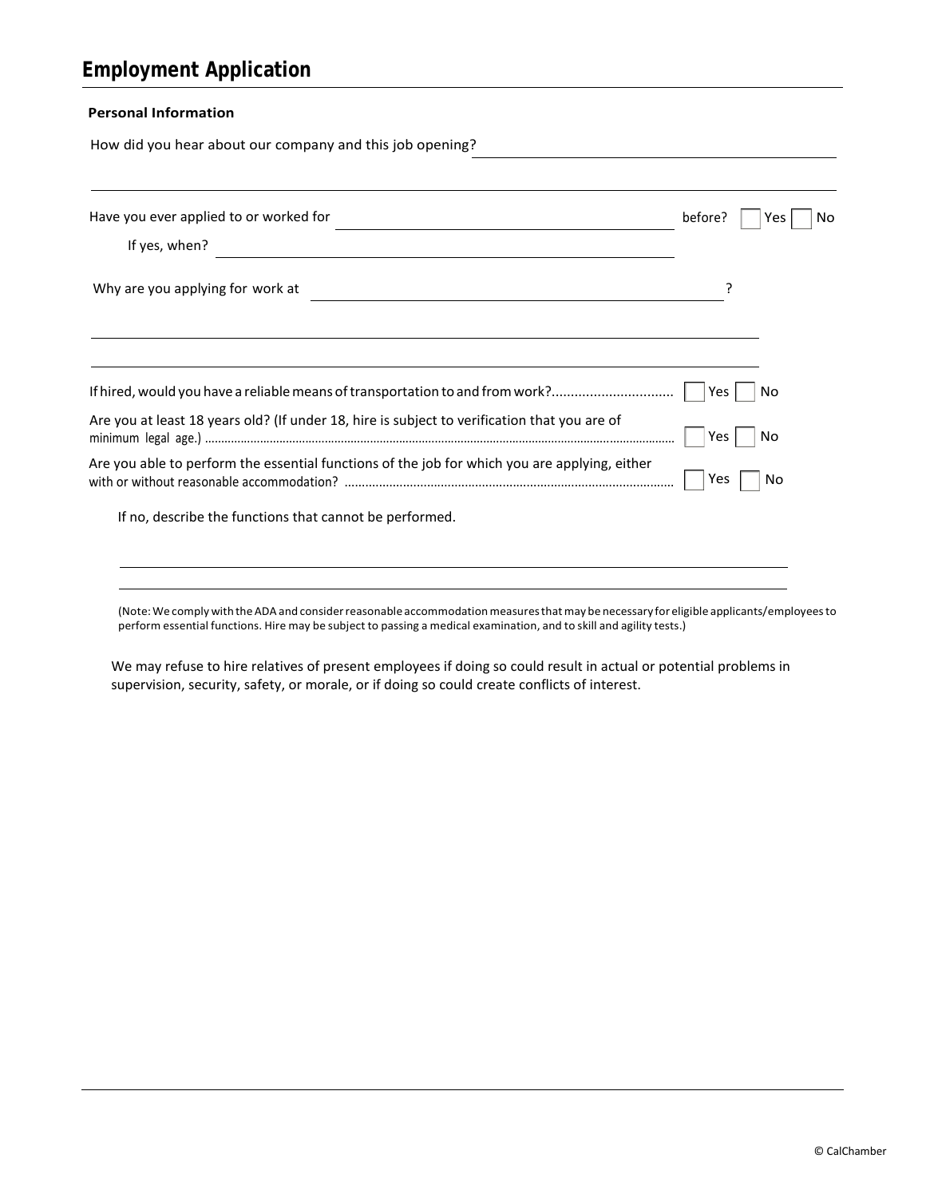## Employment Application

**Personal Information**

How did you hear about our company and this job opening? ______________________________

______________________________________________________________________

Have you ever applied to or worked for ______________________________ before? ☐ Yes ☐ No

If yes, when? ______________________________

Why are you applying for work at ______________________________?

______________________________________________________________________

______________________________________________________________________

If hired, would you have a reliable means of transportation to and from work?................................ ☐ Yes ☐ No

Are you at least 18 years old? (If under 18, hire is subject to verification that you are of minimum legal age.) ☐ Yes ☐ No

Are you able to perform the essential functions of the job for which you are applying, either with or without reasonable accommodation? ☐ Yes ☐ No

If no, describe the functions that cannot be performed.

______________________________________________________________________

______________________________________________________________________

(Note: We comply with the ADA and consider reasonable accommodation measures that may be necessary for eligible applicants/employees to perform essential functions. Hire may be subject to passing a medical examination, and to skill and agility tests.)

We may refuse to hire relatives of present employees if doing so could result in actual or potential problems in supervision, security, safety, or morale, or if doing so could create conflicts of interest.

© CalChamber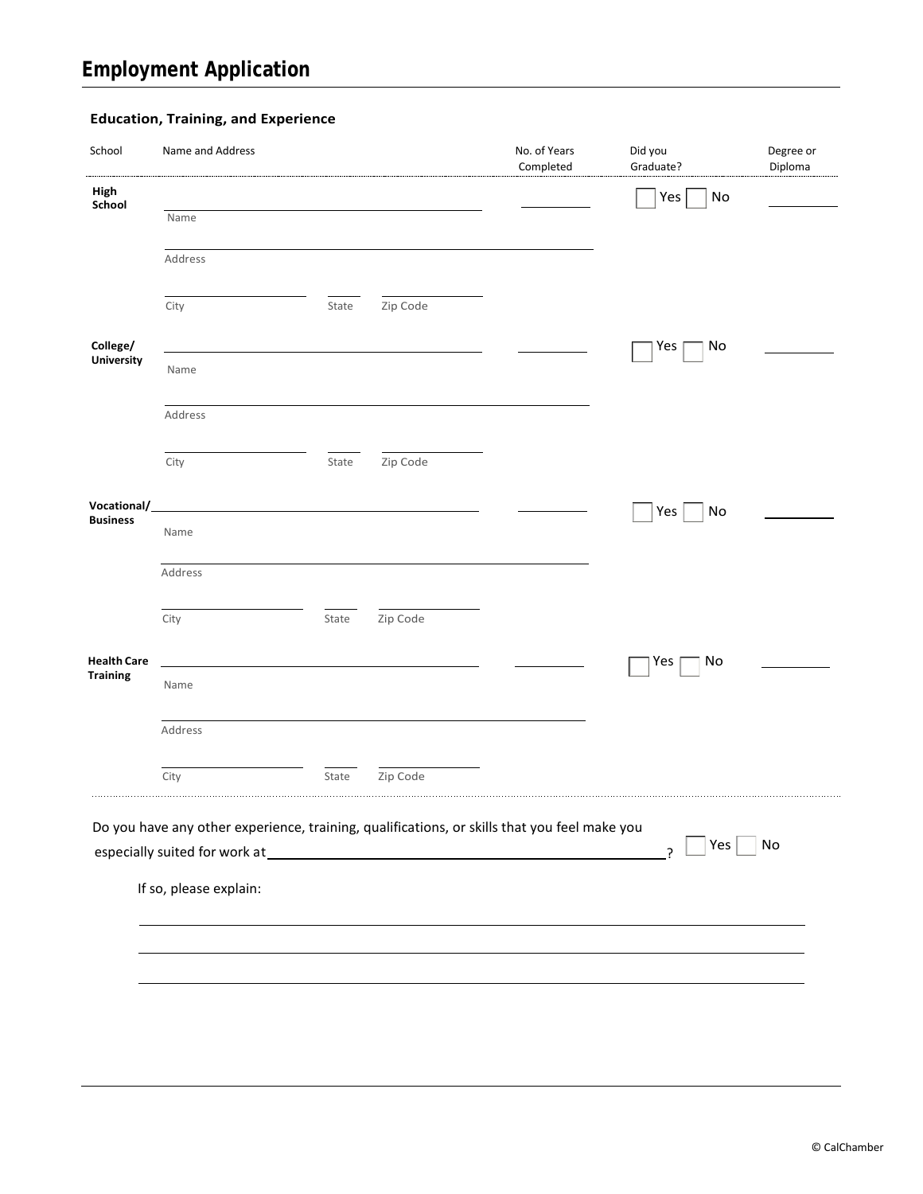# Employment Application

### Education, Training, and Experience

| School | Name and Address | No. of Years Completed | Did you Graduate? | Degree or Diploma |
|---|---|---|---|---|
| **High School** | Name ___<br>Address ___<br>City ___ State ___ Zip Code ___ | ___ | ☐ Yes ☐ No | ___ |
| **College/ University** | Name ___<br>Address ___<br>City ___ State ___ Zip Code ___ | ___ | ☐ Yes ☐ No | ___ |
| **Vocational/ Business** | Name ___<br>Address ___<br>City ___ State ___ Zip Code ___ | ___ | ☐ Yes ☐ No | ___ |
| **Health Care Training** | Name ___<br>Address ___<br>City ___ State ___ Zip Code ___ | ___ | ☐ Yes ☐ No | ___ |

Do you have any other experience, training, qualifications, or skills that you feel make you especially suited for work at ____________________? ☐ Yes ☐ No

If so, please explain:

______________________________________________________________________

______________________________________________________________________

______________________________________________________________________

© CalChamber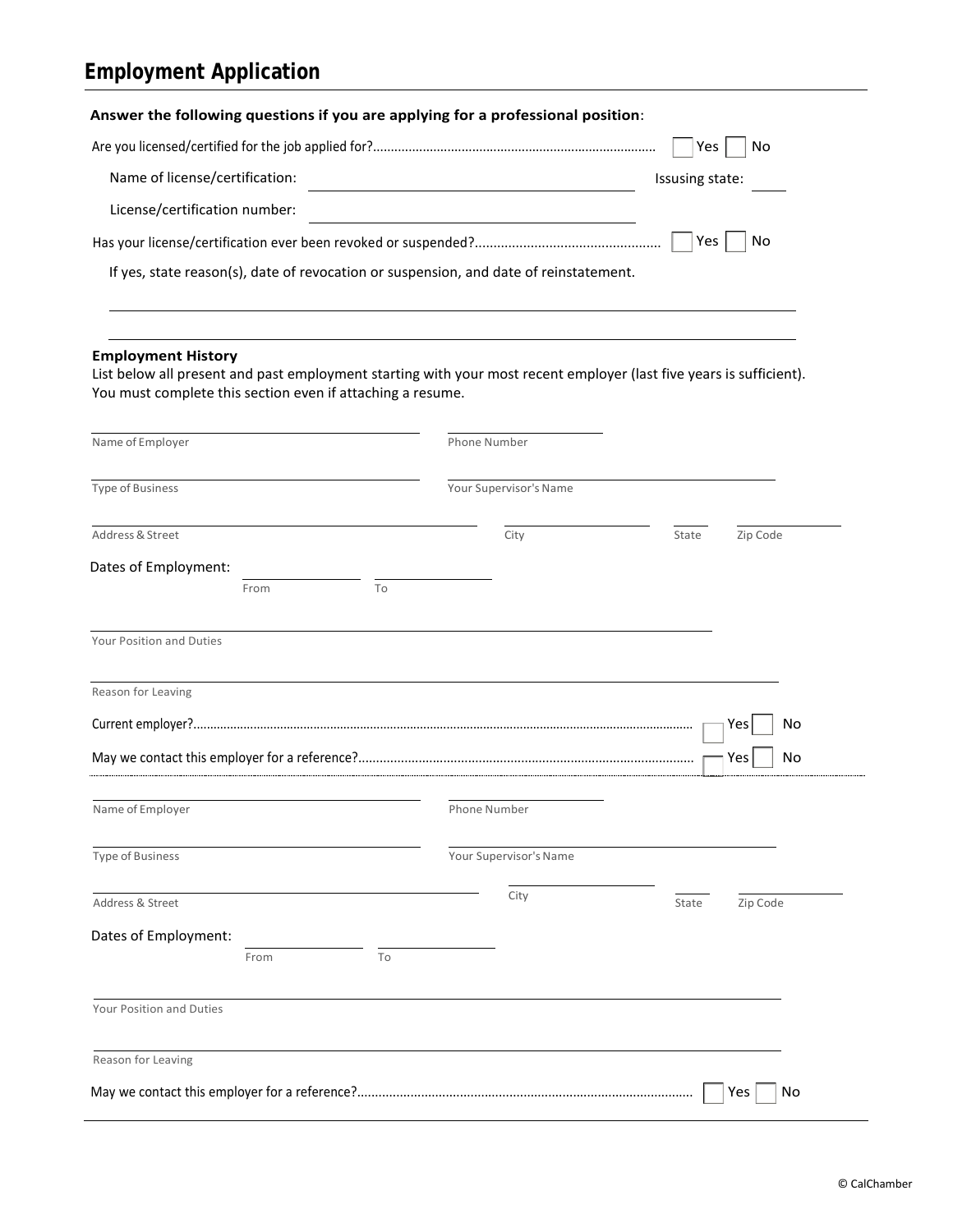## Employment Application

**Answer the following questions if you are applying for a professional position**:

Are you licensed/certified for the job applied for? ☐ Yes ☐ No

Name of license/certification: ____________________ Issusing state: ______

License/certification number: ____________________

Has your license/certification ever been revoked or suspended? ☐ Yes ☐ No

If yes, state reason(s), date of revocation or suspension, and date of reinstatement.

______________________________________________

______________________________________________

**Employment History**

List below all present and past employment starting with your most recent employer (last five years is sufficient). You must complete this section even if attaching a resume.

Name of Employer ____________________ Phone Number ____________________

Type of Business ____________________ Your Supervisor's Name ____________________

Address & Street ____________________ City ____________ State ______ Zip Code ________

Dates of Employment: From ____________ To ____________

Your Position and Duties ______________________________________________

Reason for Leaving ______________________________________________

Current employer? ☐ Yes ☐ No

May we contact this employer for a reference? ☐ Yes ☐ No

Name of Employer ____________________ Phone Number ____________________

Type of Business ____________________ Your Supervisor's Name ____________________

Address & Street ____________________ City ____________ State ______ Zip Code ________

Dates of Employment: From ____________ To ____________

Your Position and Duties ______________________________________________

Reason for Leaving ______________________________________________

May we contact this employer for a reference? ☐ Yes ☐ No

© CalChamber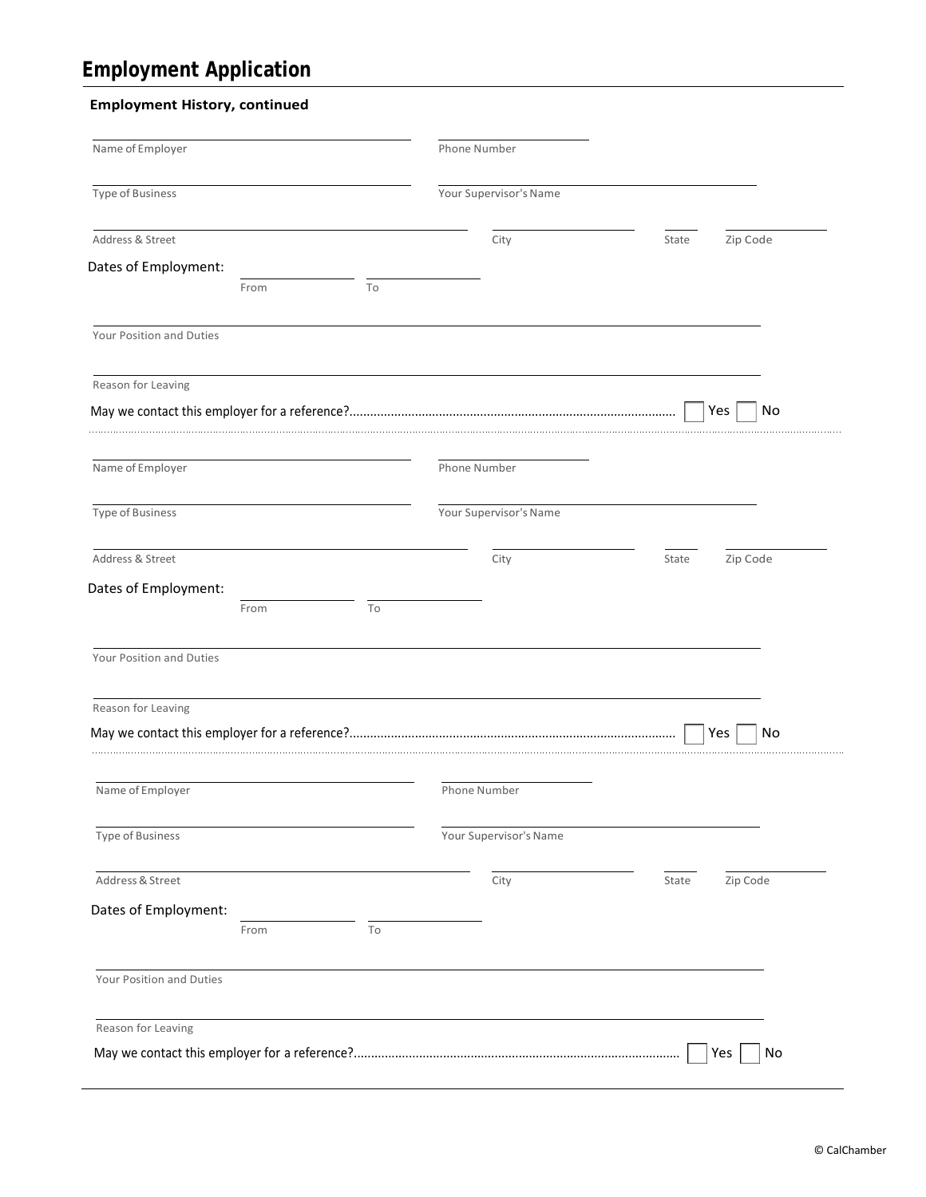# Employment Application

**Employment History, continued**

Name of Employer ______________________ Phone Number ______________________

Type of Business ______________________ Your Supervisor's Name ______________________

Address & Street ______________________ City ____________ State ______ Zip Code ________

Dates of Employment: From ____________ To ____________

Your Position and Duties ______________________________________________

Reason for Leaving ______________________________________________

May we contact this employer for a reference?............................................................................................ ☐ Yes ☐ No

---

Name of Employer ______________________ Phone Number ______________________

Type of Business ______________________ Your Supervisor's Name ______________________

Address & Street ______________________ City ____________ State ______ Zip Code ________

Dates of Employment: From ____________ To ____________

Your Position and Duties ______________________________________________

Reason for Leaving ______________________________________________

May we contact this employer for a reference?............................................................................................ ☐ Yes ☐ No

---

Name of Employer ______________________ Phone Number ______________________

Type of Business ______________________ Your Supervisor's Name ______________________

Address & Street ______________________ City ____________ State ______ Zip Code ________

Dates of Employment: From ____________ To ____________

Your Position and Duties ______________________________________________

Reason for Leaving ______________________________________________

May we contact this employer for a reference?............................................................................................ ☐ Yes ☐ No

© CalChamber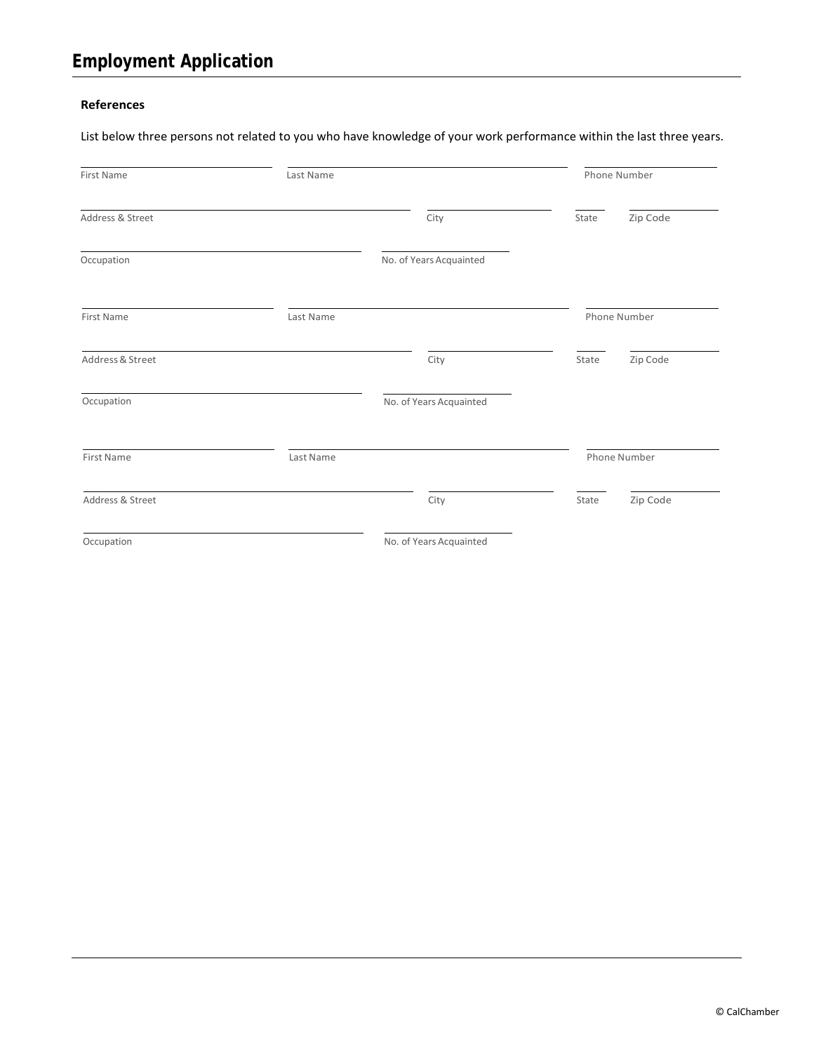# Employment Application

**References**

List below three persons not related to you who have knowledge of your work performance within the last three years.

| First Name | Last Name | Phone Number |
|---|---|---|
| | | |

| Address & Street | City | State | Zip Code |
|---|---|---|---|
| | | | |

| Occupation | No. of Years Acquainted |
|---|---|
| | |

| First Name | Last Name | Phone Number |
|---|---|---|
| | | |

| Address & Street | City | State | Zip Code |
|---|---|---|---|
| | | | |

| Occupation | No. of Years Acquainted |
|---|---|
| | |

| First Name | Last Name | Phone Number |
|---|---|---|
| | | |

| Address & Street | City | State | Zip Code |
|---|---|---|---|
| | | | |

| Occupation | No. of Years Acquainted |
|---|---|
| | |

© CalChamber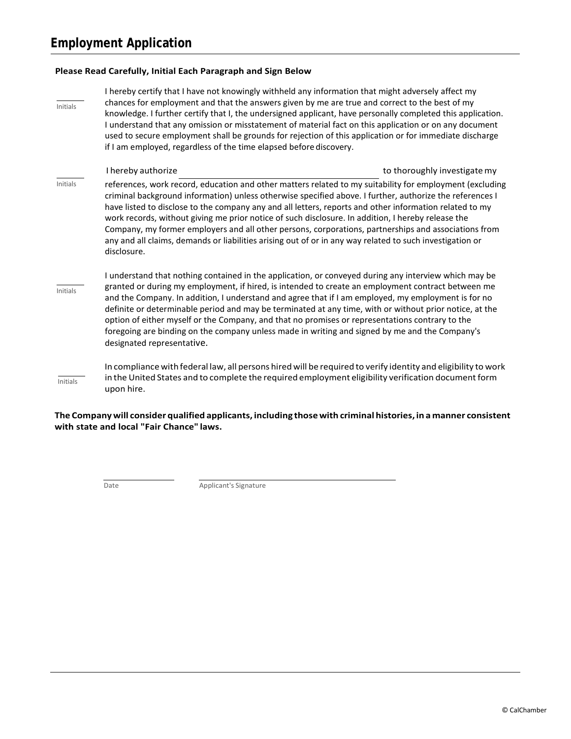# Employment Application

**Please Read Carefully, Initial Each Paragraph and Sign Below**

\_\_\_\_\_\_ Initials

I hereby certify that I have not knowingly withheld any information that might adversely affect my chances for employment and that the answers given by me are true and correct to the best of my knowledge. I further certify that I, the undersigned applicant, have personally completed this application. I understand that any omission or misstatement of material fact on this application or on any document used to secure employment shall be grounds for rejection of this application or for immediate discharge if I am employed, regardless of the time elapsed before discovery.

\_\_\_\_\_\_ Initials

I hereby authorize \_\_\_\_\_\_\_\_\_\_\_\_\_\_\_\_\_\_\_\_\_\_\_\_\_\_\_\_\_\_\_\_\_\_\_\_\_\_\_\_ to thoroughly investigate my references, work record, education and other matters related to my suitability for employment (excluding criminal background information) unless otherwise specified above. I further, authorize the references I have listed to disclose to the company any and all letters, reports and other information related to my work records, without giving me prior notice of such disclosure. In addition, I hereby release the Company, my former employers and all other persons, corporations, partnerships and associations from any and all claims, demands or liabilities arising out of or in any way related to such investigation or disclosure.

\_\_\_\_\_\_ Initials

I understand that nothing contained in the application, or conveyed during any interview which may be granted or during my employment, if hired, is intended to create an employment contract between me and the Company. In addition, I understand and agree that if I am employed, my employment is for no definite or determinable period and may be terminated at any time, with or without prior notice, at the option of either myself or the Company, and that no promises or representations contrary to the foregoing are binding on the company unless made in writing and signed by me and the Company's designated representative.

\_\_\_\_\_\_ Initials

In compliance with federal law, all persons hired will be required to verify identity and eligibility to work in the United States and to complete the required employment eligibility verification document form upon hire.

**The Company will consider qualified applicants, including those with criminal histories, in a manner consistent with state and local "Fair Chance" laws.**

\_\_\_\_\_\_\_\_\_\_\_\_\_\_\_\_ Date

\_\_\_\_\_\_\_\_\_\_\_\_\_\_\_\_\_\_\_\_\_\_\_\_\_\_\_\_\_\_\_\_\_\_\_\_\_\_\_\_ Applicant's Signature

© CalChamber